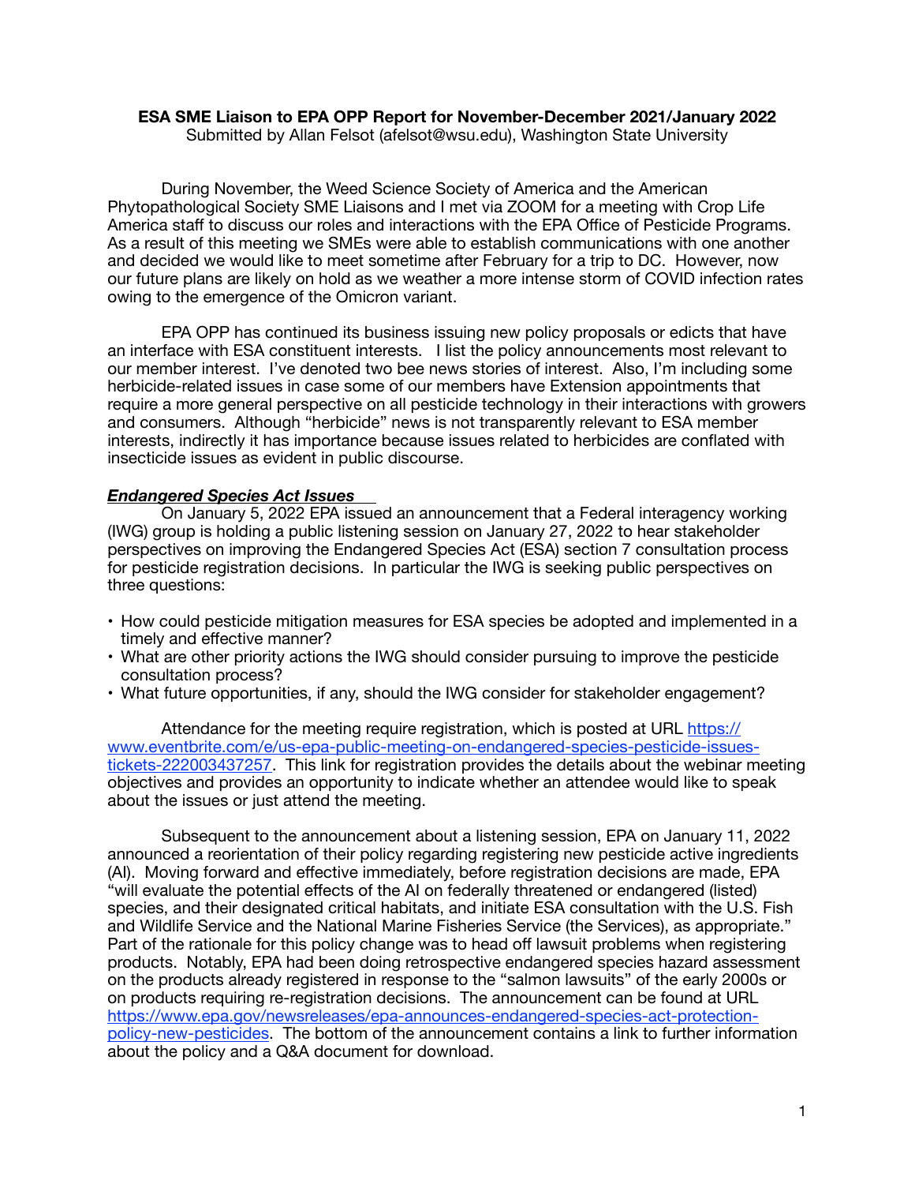**ESA SME Liaison to EPA OPP Report for November-December 2021/January 2022**

Submitted by Allan Felsot (afelsot@wsu.edu), Washington State University

During November, the Weed Science Society of America and the American Phytopathological Society SME Liaisons and I met via ZOOM for a meeting with Crop Life America staff to discuss our roles and interactions with the EPA Office of Pesticide Programs. As a result of this meeting we SMEs were able to establish communications with one another and decided we would like to meet sometime after February for a trip to DC. However, now our future plans are likely on hold as we weather a more intense storm of COVID infection rates owing to the emergence of the Omicron variant.

EPA OPP has continued its business issuing new policy proposals or edicts that have an interface with ESA constituent interests. I list the policy announcements most relevant to our member interest. I've denoted two bee news stories of interest. Also, I'm including some herbicide-related issues in case some of our members have Extension appointments that require a more general perspective on all pesticide technology in their interactions with growers and consumers. Although "herbicide" news is not transparently relevant to ESA member interests, indirectly it has importance because issues related to herbicides are conflated with insecticide issues as evident in public discourse.

***Endangered Species Act Issues***

On January 5, 2022 EPA issued an announcement that a Federal interagency working (IWG) group is holding a public listening session on January 27, 2022 to hear stakeholder perspectives on improving the Endangered Species Act (ESA) section 7 consultation process for pesticide registration decisions. In particular the IWG is seeking public perspectives on three questions:

- How could pesticide mitigation measures for ESA species be adopted and implemented in a timely and effective manner?
- What are other priority actions the IWG should consider pursuing to improve the pesticide consultation process?
- What future opportunities, if any, should the IWG consider for stakeholder engagement?

Attendance for the meeting require registration, which is posted at URL https://www.eventbrite.com/e/us-epa-public-meeting-on-endangered-species-pesticide-issues-tickets-222003437257. This link for registration provides the details about the webinar meeting objectives and provides an opportunity to indicate whether an attendee would like to speak about the issues or just attend the meeting.

Subsequent to the announcement about a listening session, EPA on January 11, 2022 announced a reorientation of their policy regarding registering new pesticide active ingredients (AI). Moving forward and effective immediately, before registration decisions are made, EPA "will evaluate the potential effects of the AI on federally threatened or endangered (listed) species, and their designated critical habitats, and initiate ESA consultation with the U.S. Fish and Wildlife Service and the National Marine Fisheries Service (the Services), as appropriate." Part of the rationale for this policy change was to head off lawsuit problems when registering products. Notably, EPA had been doing retrospective endangered species hazard assessment on the products already registered in response to the "salmon lawsuits" of the early 2000s or on products requiring re-registration decisions. The announcement can be found at URL https://www.epa.gov/newsreleases/epa-announces-endangered-species-act-protection-policy-new-pesticides. The bottom of the announcement contains a link to further information about the policy and a Q&A document for download.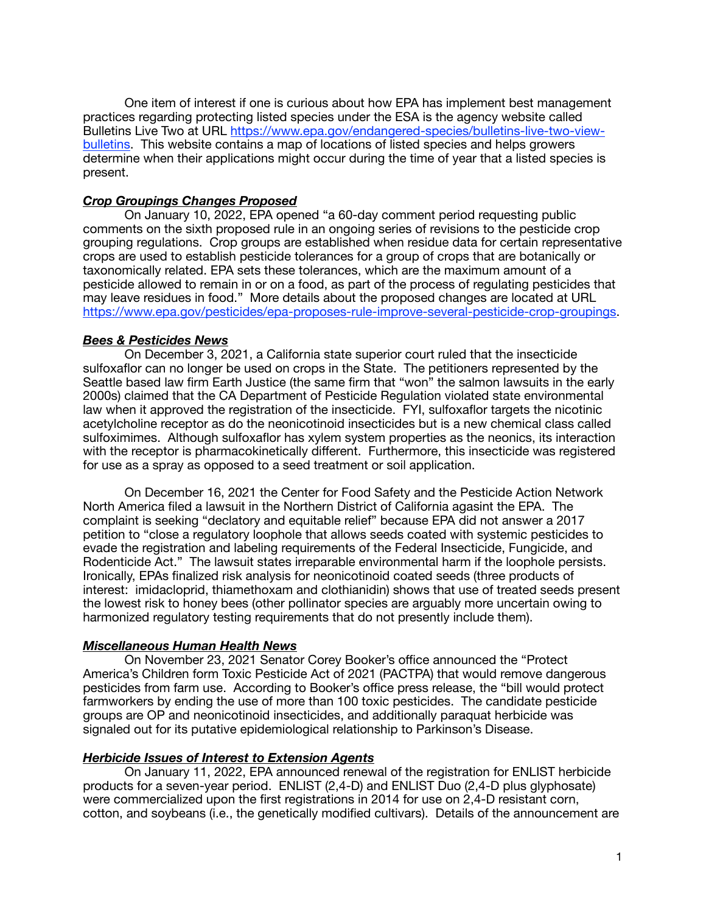One item of interest if one is curious about how EPA has implement best management practices regarding protecting listed species under the ESA is the agency website called Bulletins Live Two at URL [https://www.epa.gov/endangered-species/bulletins-live-two-view-bulletins](https://www.epa.gov/endangered-species/bulletins-live-two-view-bulletins). This website contains a map of locations of listed species and helps growers determine when their applications might occur during the time of year that a listed species is present.

***Crop Groupings Changes Proposed***

On January 10, 2022, EPA opened "a 60-day comment period requesting public comments on the sixth proposed rule in an ongoing series of revisions to the pesticide crop grouping regulations. Crop groups are established when residue data for certain representative crops are used to establish pesticide tolerances for a group of crops that are botanically or taxonomically related. EPA sets these tolerances, which are the maximum amount of a pesticide allowed to remain in or on a food, as part of the process of regulating pesticides that may leave residues in food." More details about the proposed changes are located at URL [https://www.epa.gov/pesticides/epa-proposes-rule-improve-several-pesticide-crop-groupings](https://www.epa.gov/pesticides/epa-proposes-rule-improve-several-pesticide-crop-groupings).

***Bees & Pesticides News***

On December 3, 2021, a California state superior court ruled that the insecticide sulfoxaflor can no longer be used on crops in the State. The petitioners represented by the Seattle based law firm Earth Justice (the same firm that "won" the salmon lawsuits in the early 2000s) claimed that the CA Department of Pesticide Regulation violated state environmental law when it approved the registration of the insecticide. FYI, sulfoxaflor targets the nicotinic acetylcholine receptor as do the neonicotinoid insecticides but is a new chemical class called sulfoximimes. Although sulfoxaflor has xylem system properties as the neonics, its interaction with the receptor is pharmacokinetically different. Furthermore, this insecticide was registered for use as a spray as opposed to a seed treatment or soil application.

On December 16, 2021 the Center for Food Safety and the Pesticide Action Network North America filed a lawsuit in the Northern District of California agasint the EPA. The complaint is seeking "declatory and equitable relief" because EPA did not answer a 2017 petition to "close a regulatory loophole that allows seeds coated with systemic pesticides to evade the registration and labeling requirements of the Federal Insecticide, Fungicide, and Rodenticide Act." The lawsuit states irreparable environmental harm if the loophole persists. Ironically, EPAs finalized risk analysis for neonicotinoid coated seeds (three products of interest: imidacloprid, thiamethoxam and clothianidin) shows that use of treated seeds present the lowest risk to honey bees (other pollinator species are arguably more uncertain owing to harmonized regulatory testing requirements that do not presently include them).

***Miscellaneous Human Health News***

On November 23, 2021 Senator Corey Booker's office announced the "Protect America's Children form Toxic Pesticide Act of 2021 (PACTPA) that would remove dangerous pesticides from farm use. According to Booker's office press release, the "bill would protect farmworkers by ending the use of more than 100 toxic pesticides. The candidate pesticide groups are OP and neonicotinoid insecticides, and additionally paraquat herbicide was signaled out for its putative epidemiological relationship to Parkinson's Disease.

***Herbicide Issues of Interest to Extension Agents***

On January 11, 2022, EPA announced renewal of the registration for ENLIST herbicide products for a seven-year period. ENLIST (2,4-D) and ENLIST Duo (2,4-D plus glyphosate) were commercialized upon the first registrations in 2014 for use on 2,4-D resistant corn, cotton, and soybeans (i.e., the genetically modified cultivars). Details of the announcement are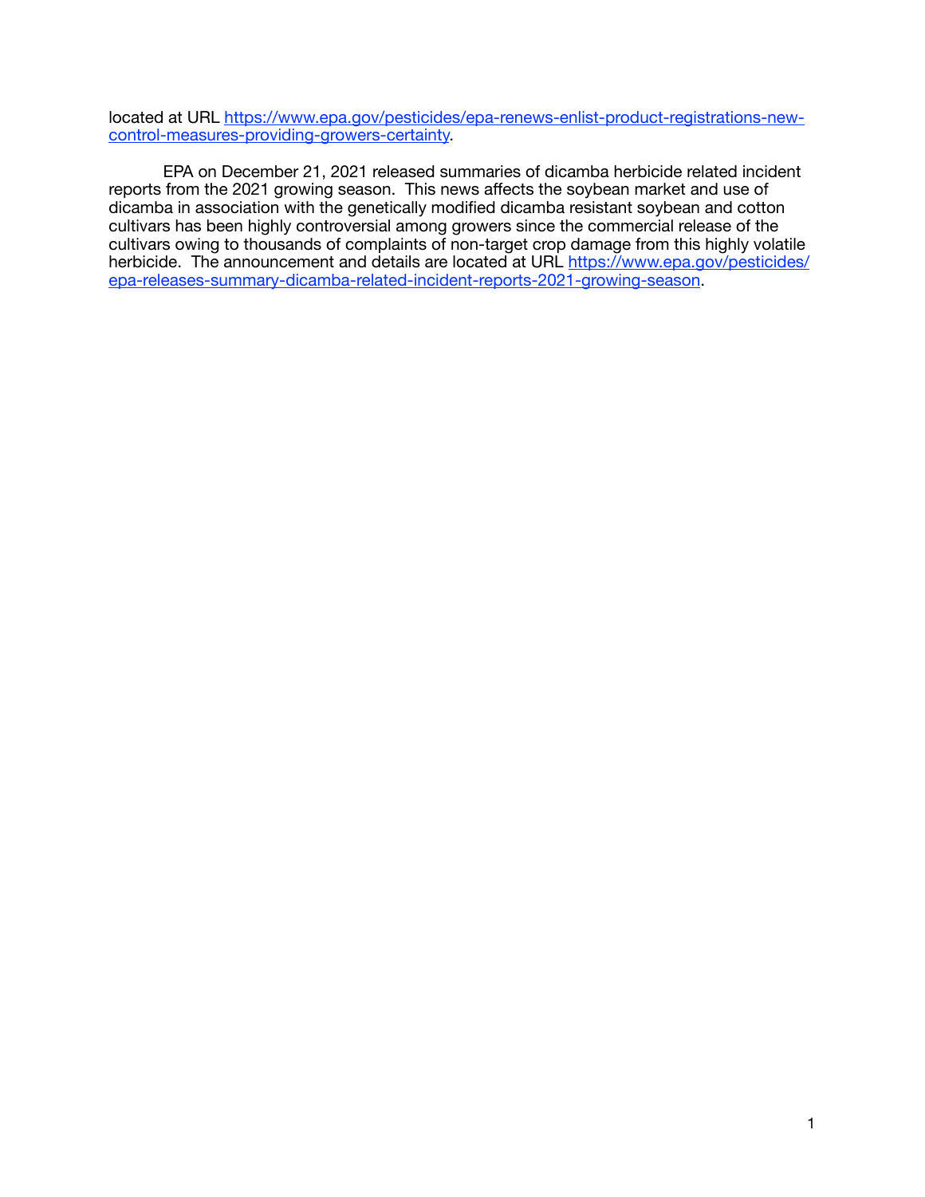located at URL https://www.epa.gov/pesticides/epa-renews-enlist-product-registrations-new-control-measures-providing-growers-certainty.

EPA on December 21, 2021 released summaries of dicamba herbicide related incident reports from the 2021 growing season. This news affects the soybean market and use of dicamba in association with the genetically modified dicamba resistant soybean and cotton cultivars has been highly controversial among growers since the commercial release of the cultivars owing to thousands of complaints of non-target crop damage from this highly volatile herbicide. The announcement and details are located at URL https://www.epa.gov/pesticides/epa-releases-summary-dicamba-related-incident-reports-2021-growing-season.